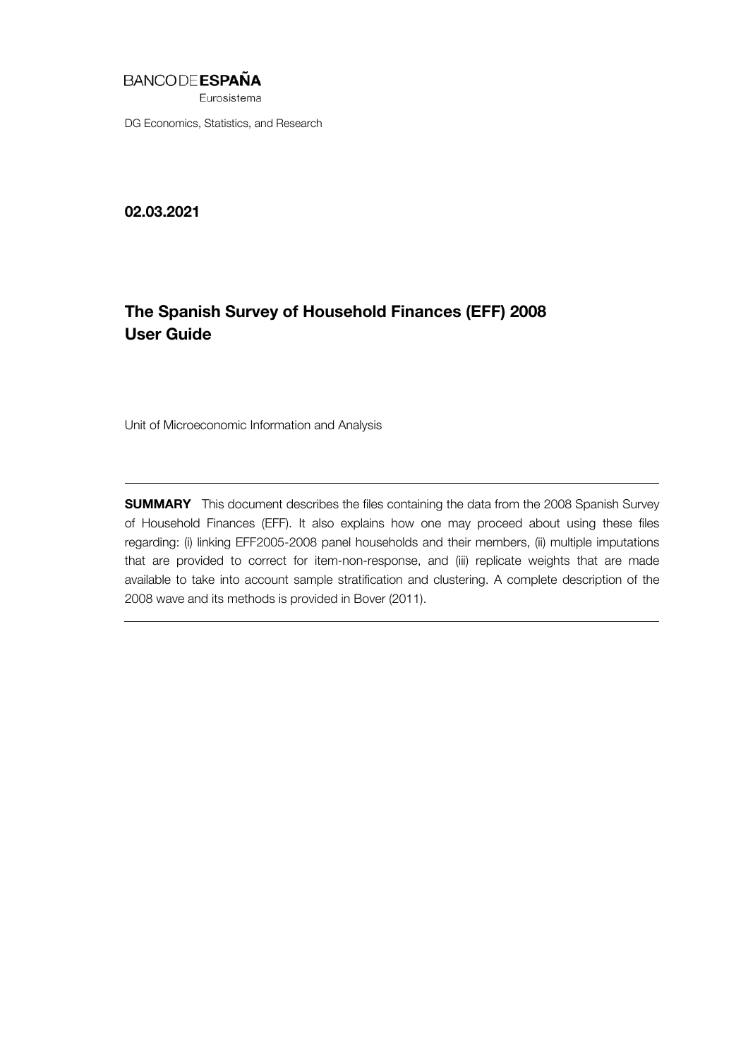BANCO DE **ESPAÑA**

Eurosistema

DG Economics, Statistics, and Research

**02.03.2021**

# The Spanish Survey of Household Finances (EFF) 2008 User Guide

Unit of Microeconomic Information and Analysis

---

**SUMMARY** This document describes the files containing the data from the 2008 Spanish Survey of Household Finances (EFF). It also explains how one may proceed about using these files regarding: (i) linking EFF2005-2008 panel households and their members, (ii) multiple imputations that are provided to correct for item-non-response, and (iii) replicate weights that are made available to take into account sample stratification and clustering. A complete description of the 2008 wave and its methods is provided in Bover (2011).

---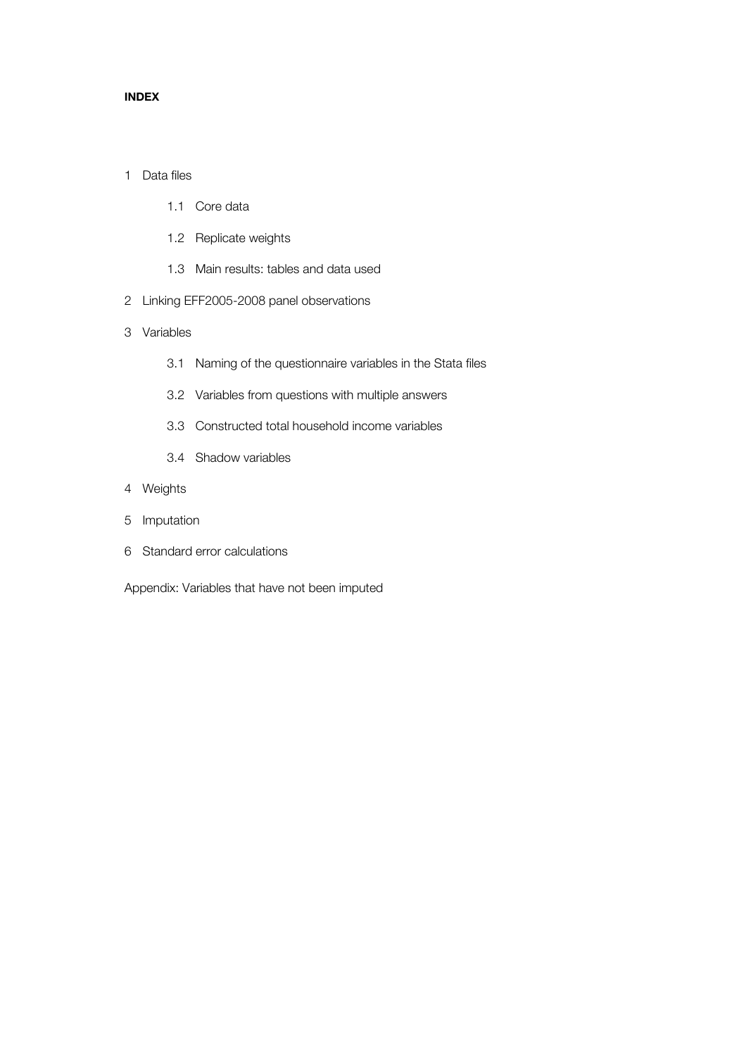**INDEX**

1 Data files

- 1.1 Core data
- 1.2 Replicate weights
- 1.3 Main results: tables and data used

2 Linking EFF2005-2008 panel observations

3 Variables

- 3.1 Naming of the questionnaire variables in the Stata files
- 3.2 Variables from questions with multiple answers
- 3.3 Constructed total household income variables
- 3.4 Shadow variables

4 Weights

5 Imputation

6 Standard error calculations

Appendix: Variables that have not been imputed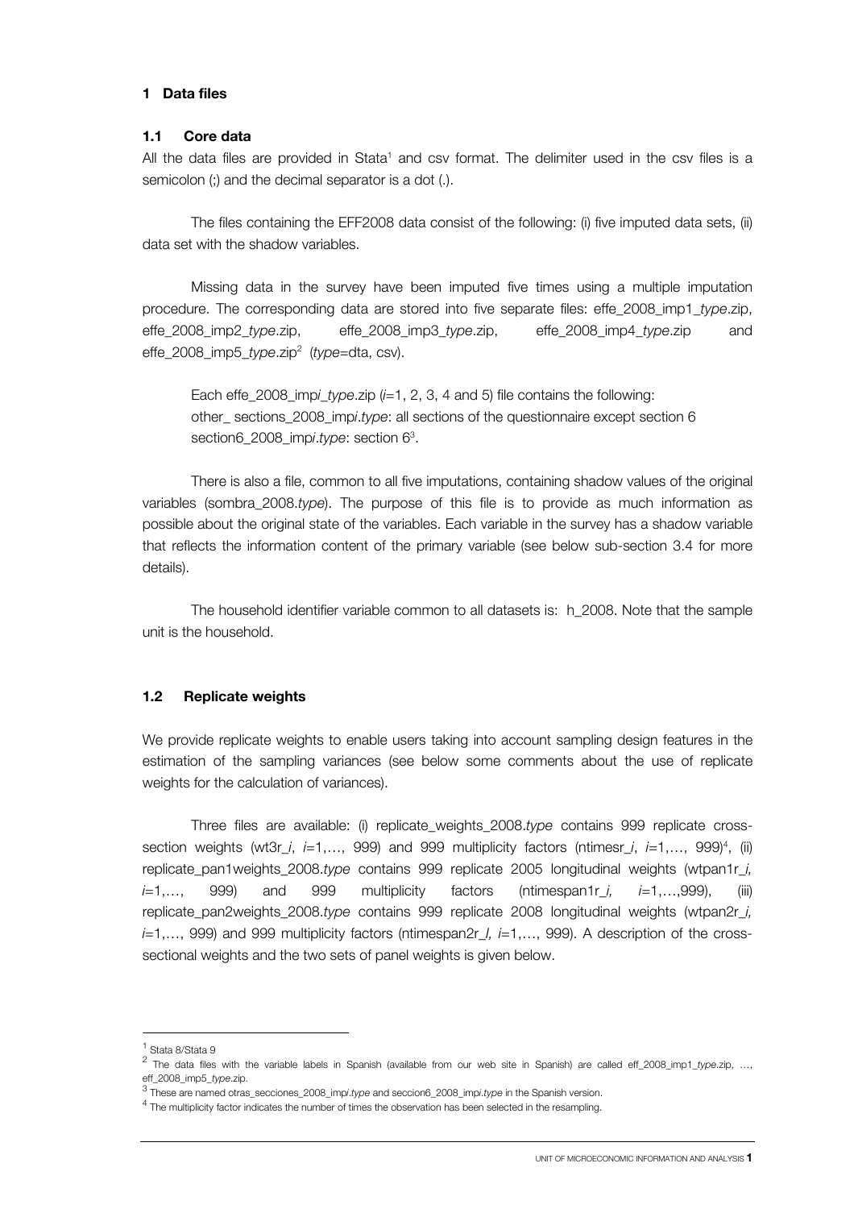# 1 Data files

## 1.1 Core data

All the data files are provided in Stata[1] and csv format. The delimiter used in the csv files is a semicolon (;) and the decimal separator is a dot (.).

The files containing the EFF2008 data consist of the following: (i) five imputed data sets, (ii) data set with the shadow variables.

Missing data in the survey have been imputed five times using a multiple imputation procedure. The corresponding data are stored into five separate files: effe_2008_imp1_*type*.zip, effe_2008_imp2_*type*.zip, effe_2008_imp3_*type*.zip, effe_2008_imp4_*type*.zip and effe_2008_imp5_*type*.zip[2] (*type*=dta, csv).

Each effe_2008_imp*i*_*type*.zip (*i*=1, 2, 3, 4 and 5) file contains the following:
other_ sections_2008_imp*i*.*type*: all sections of the questionnaire except section 6
section6_2008_imp*i*.*type*: section 6[3].

There is also a file, common to all five imputations, containing shadow values of the original variables (sombra_2008.*type*). The purpose of this file is to provide as much information as possible about the original state of the variables. Each variable in the survey has a shadow variable that reflects the information content of the primary variable (see below sub-section 3.4 for more details).

The household identifier variable common to all datasets is: h_2008. Note that the sample unit is the household.

## 1.2 Replicate weights

We provide replicate weights to enable users taking into account sampling design features in the estimation of the sampling variances (see below some comments about the use of replicate weights for the calculation of variances).

Three files are available: (i) replicate_weights_2008.*type* contains 999 replicate cross-section weights (wt3r_*i*, *i*=1,…, 999) and 999 multiplicity factors (ntimesr_*i*, *i*=1,…, 999)[4], (ii) replicate_pan1weights_2008.*type* contains 999 replicate 2005 longitudinal weights (wtpan1r_*i*, *i*=1,…, 999) and 999 multiplicity factors (ntimespan1r_*i*, *i*=1,…,999), (iii) replicate_pan2weights_2008.*type* contains 999 replicate 2008 longitudinal weights (wtpan2r_*i*, *i*=1,…, 999) and 999 multiplicity factors (ntimespan2r_*l*, *i*=1,…, 999). A description of the cross-sectional weights and the two sets of panel weights is given below.

---

[1] Stata 8/Stata 9

[2] The data files with the variable labels in Spanish (available from our web site in Spanish) are called eff_2008_imp1_*type*.zip, …, eff_2008_imp5_*type*.zip.

[3] These are named otras_secciones_2008_imp*i*.*type* and seccion6_2008_imp*i*.*type* in the Spanish version.

[4] The multiplicity factor indicates the number of times the observation has been selected in the resampling.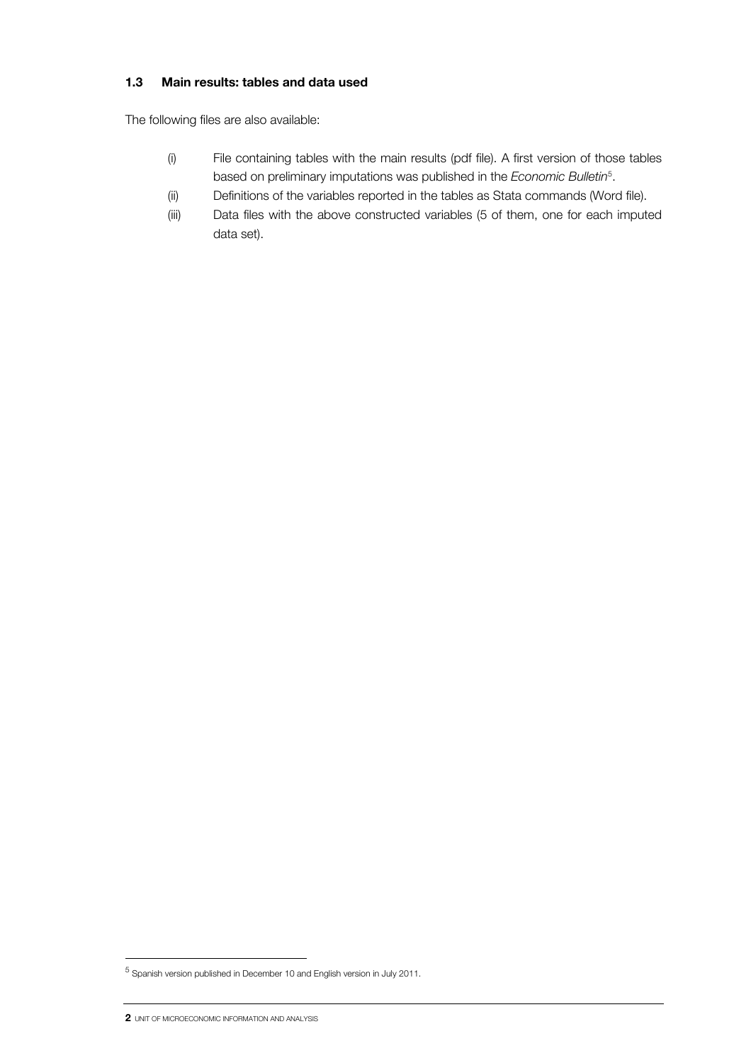### 1.3 Main results: tables and data used

The following files are also available:

(i) File containing tables with the main results (pdf file). A first version of those tables based on preliminary imputations was published in the *Economic Bulletin*[5].

(ii) Definitions of the variables reported in the tables as Stata commands (Word file).

(iii) Data files with the above constructed variables (5 of them, one for each imputed data set).

[5] Spanish version published in December 10 and English version in July 2011.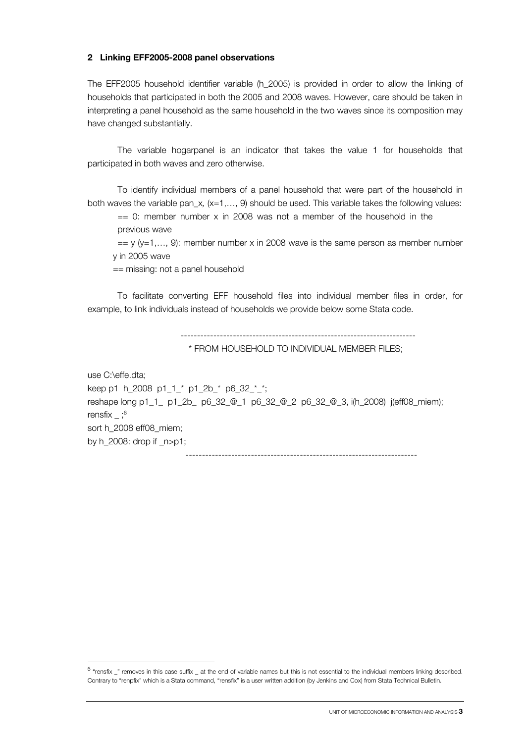## 2 Linking EFF2005-2008 panel observations

The EFF2005 household identifier variable (h_2005) is provided in order to allow the linking of households that participated in both the 2005 and 2008 waves. However, care should be taken in interpreting a panel household as the same household in the two waves since its composition may have changed substantially.

The variable hogarpanel is an indicator that takes the value 1 for households that participated in both waves and zero otherwise.

To identify individual members of a panel household that were part of the household in both waves the variable pan_x, (x=1,…, 9) should be used. This variable takes the following values:

== 0: member number x in 2008 was not a member of the household in the previous wave

== y (y=1,…, 9): member number x in 2008 wave is the same person as member number y in 2005 wave

== missing: not a panel household

To facilitate converting EFF household files into individual member files in order, for example, to link individuals instead of households we provide below some Stata code.

```
------------------------------------------------------------------------
* FROM HOUSEHOLD TO INDIVIDUAL MEMBER FILES;

use C:\effe.dta;
keep p1  h_2008  p1_1_*  p1_2b_*  p6_32_*_*;
reshape long p1_1_  p1_2b_  p6_32_@_1  p6_32_@_2  p6_32_@_3, i(h_2008)  j(eff08_miem);
rensfix _ ;[6]
sort h_2008 eff08_miem;
by h_2008: drop if _n>p1;
------------------------------------------------------------------------
```

[6] "rensfix _" removes in this case suffix _ at the end of variable names but this is not essential to the individual members linking described. Contrary to "renpfix" which is a Stata command, "rensfix" is a user written addition (by Jenkins and Cox) from Stata Technical Bulletin.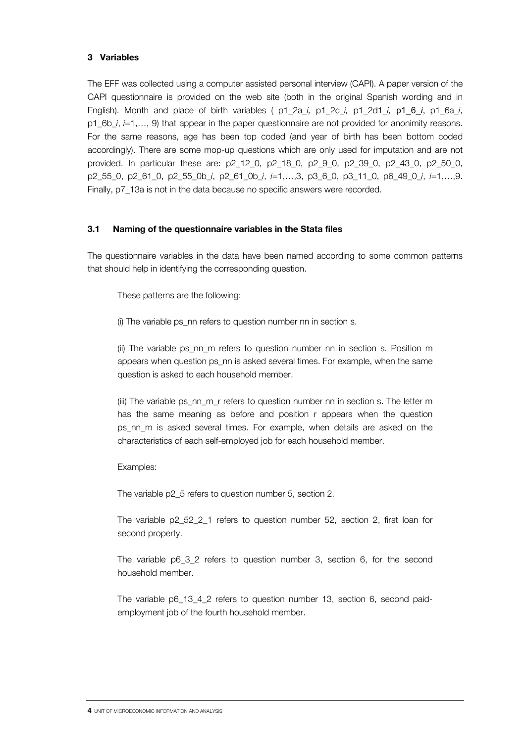## 3 Variables

The EFF was collected using a computer assisted personal interview (CAPI). A paper version of the CAPI questionnaire is provided on the web site (both in the original Spanish wording and in English). Month and place of birth variables ( p1_2a_*i*, p1_2c_*i*, p1_2d1_*i*, p1_6_*i*, p1_6a_*i*, p1_6b_*i*, *i*=1,…, 9) that appear in the paper questionnaire are not provided for anonimity reasons. For the same reasons, age has been top coded (and year of birth has been bottom coded accordingly). There are some mop-up questions which are only used for imputation and are not provided. In particular these are: p2_12_0, p2_18_0, p2_9_0, p2_39_0, p2_43_0, p2_50_0, p2_55_0, p2_61_0, p2_55_0b_*i*, p2_61_0b_*i*, *i*=1,…,3, p3_6_0, p3_11_0, p6_49_0_*i*, *i*=1,…,9. Finally, p7_13a is not in the data because no specific answers were recorded.

### 3.1 Naming of the questionnaire variables in the Stata files

The questionnaire variables in the data have been named according to some common patterns that should help in identifying the corresponding question.

These patterns are the following:

(i) The variable ps_nn refers to question number nn in section s.

(ii) The variable ps_nn_m refers to question number nn in section s. Position m appears when question ps_nn is asked several times. For example, when the same question is asked to each household member.

(iii) The variable ps_nn_m_r refers to question number nn in section s. The letter m has the same meaning as before and position r appears when the question ps_nn_m is asked several times. For example, when details are asked on the characteristics of each self-employed job for each household member.

Examples:

The variable p2_5 refers to question number 5, section 2.

The variable p2_52_2_1 refers to question number 52, section 2, first loan for second property.

The variable p6_3_2 refers to question number 3, section 6, for the second household member.

The variable p6_13_4_2 refers to question number 13, section 6, second paid-employment job of the fourth household member.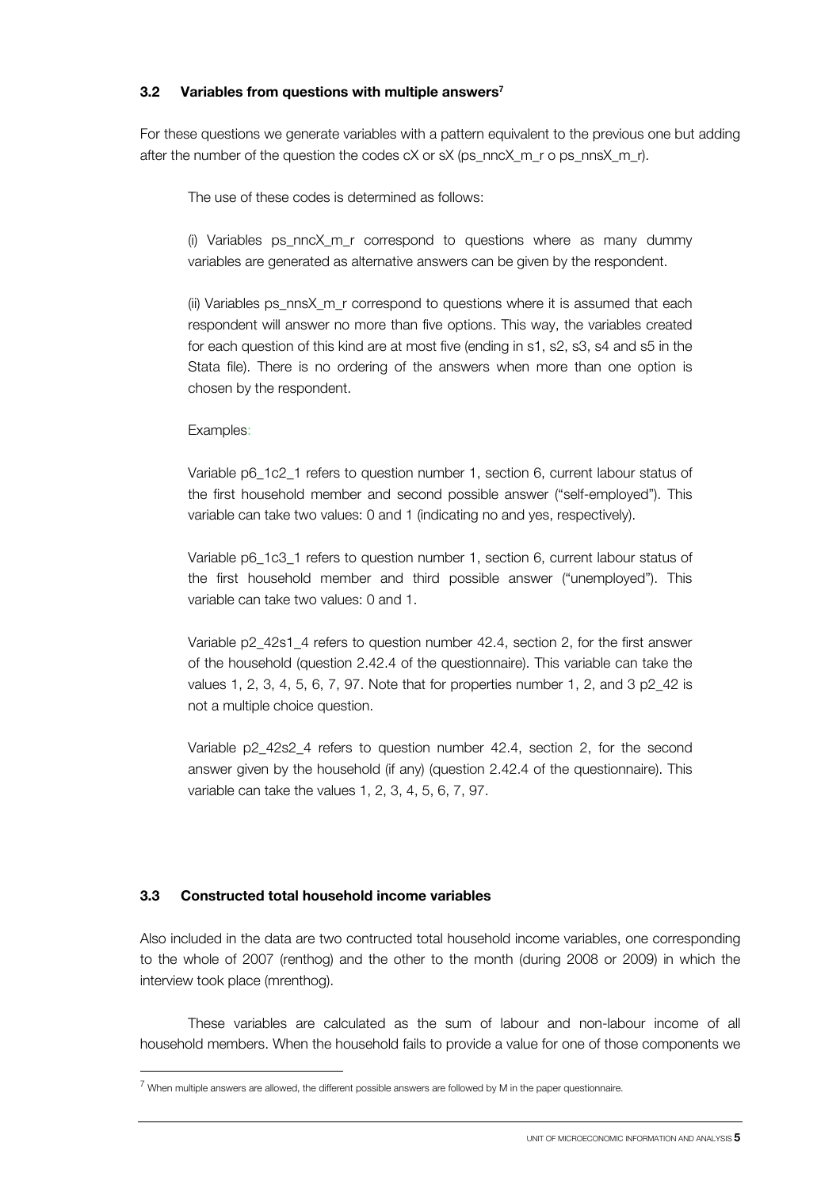### 3.2 Variables from questions with multiple answers[7]

For these questions we generate variables with a pattern equivalent to the previous one but adding after the number of the question the codes cX or sX (ps_nncX_m_r o ps_nnsX_m_r).

The use of these codes is determined as follows:

(i) Variables ps_nncX_m_r correspond to questions where as many dummy variables are generated as alternative answers can be given by the respondent.

(ii) Variables ps_nnsX_m_r correspond to questions where it is assumed that each respondent will answer no more than five options. This way, the variables created for each question of this kind are at most five (ending in s1, s2, s3, s4 and s5 in the Stata file). There is no ordering of the answers when more than one option is chosen by the respondent.

Examples:

Variable p6_1c2_1 refers to question number 1, section 6, current labour status of the first household member and second possible answer ("self-employed"). This variable can take two values: 0 and 1 (indicating no and yes, respectively).

Variable p6_1c3_1 refers to question number 1, section 6, current labour status of the first household member and third possible answer ("unemployed"). This variable can take two values: 0 and 1.

Variable p2_42s1_4 refers to question number 42.4, section 2, for the first answer of the household (question 2.42.4 of the questionnaire). This variable can take the values 1, 2, 3, 4, 5, 6, 7, 97. Note that for properties number 1, 2, and 3 p2_42 is not a multiple choice question.

Variable p2_42s2_4 refers to question number 42.4, section 2, for the second answer given by the household (if any) (question 2.42.4 of the questionnaire). This variable can take the values 1, 2, 3, 4, 5, 6, 7, 97.

### 3.3 Constructed total household income variables

Also included in the data are two contructed total household income variables, one corresponding to the whole of 2007 (renthog) and the other to the month (during 2008 or 2009) in which the interview took place (mrenthog).

These variables are calculated as the sum of labour and non-labour income of all household members. When the household fails to provide a value for one of those components we

[7] When multiple answers are allowed, the different possible answers are followed by M in the paper questionnaire.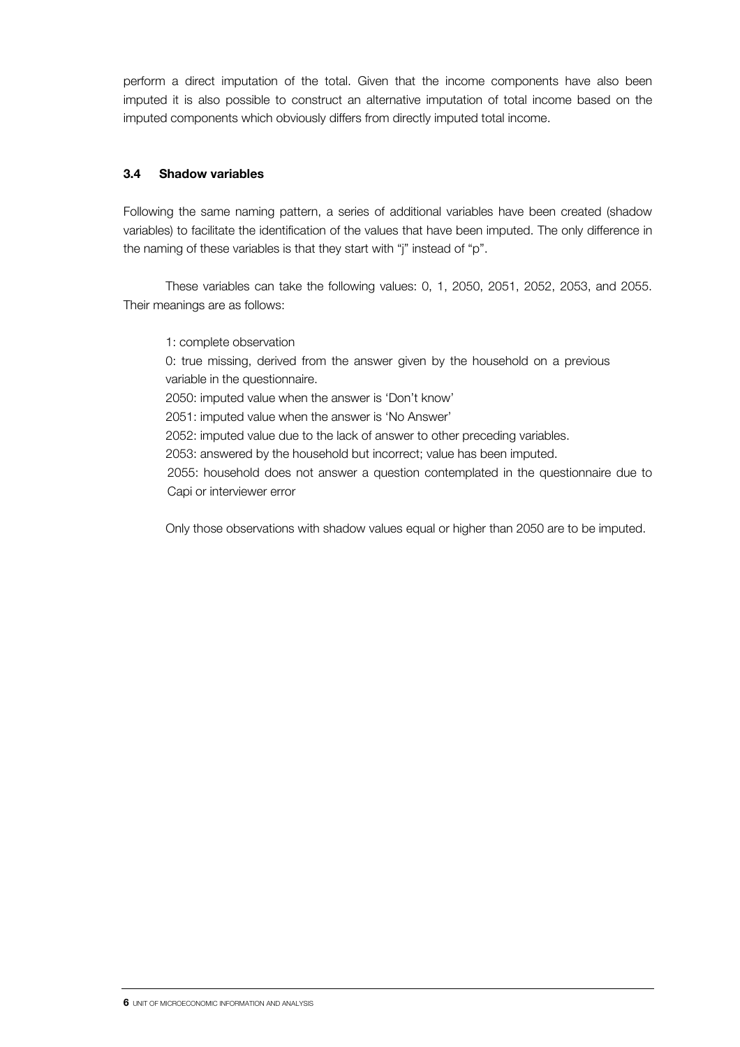perform a direct imputation of the total. Given that the income components have also been imputed it is also possible to construct an alternative imputation of total income based on the imputed components which obviously differs from directly imputed total income.

### 3.4 Shadow variables

Following the same naming pattern, a series of additional variables have been created (shadow variables) to facilitate the identification of the values that have been imputed. The only difference in the naming of these variables is that they start with "j" instead of "p".

These variables can take the following values: 0, 1, 2050, 2051, 2052, 2053, and 2055. Their meanings are as follows:

1: complete observation

0: true missing, derived from the answer given by the household on a previous variable in the questionnaire.

2050: imputed value when the answer is 'Don't know'

2051: imputed value when the answer is 'No Answer'

2052: imputed value due to the lack of answer to other preceding variables.

2053: answered by the household but incorrect; value has been imputed.

2055: household does not answer a question contemplated in the questionnaire due to Capi or interviewer error

Only those observations with shadow values equal or higher than 2050 are to be imputed.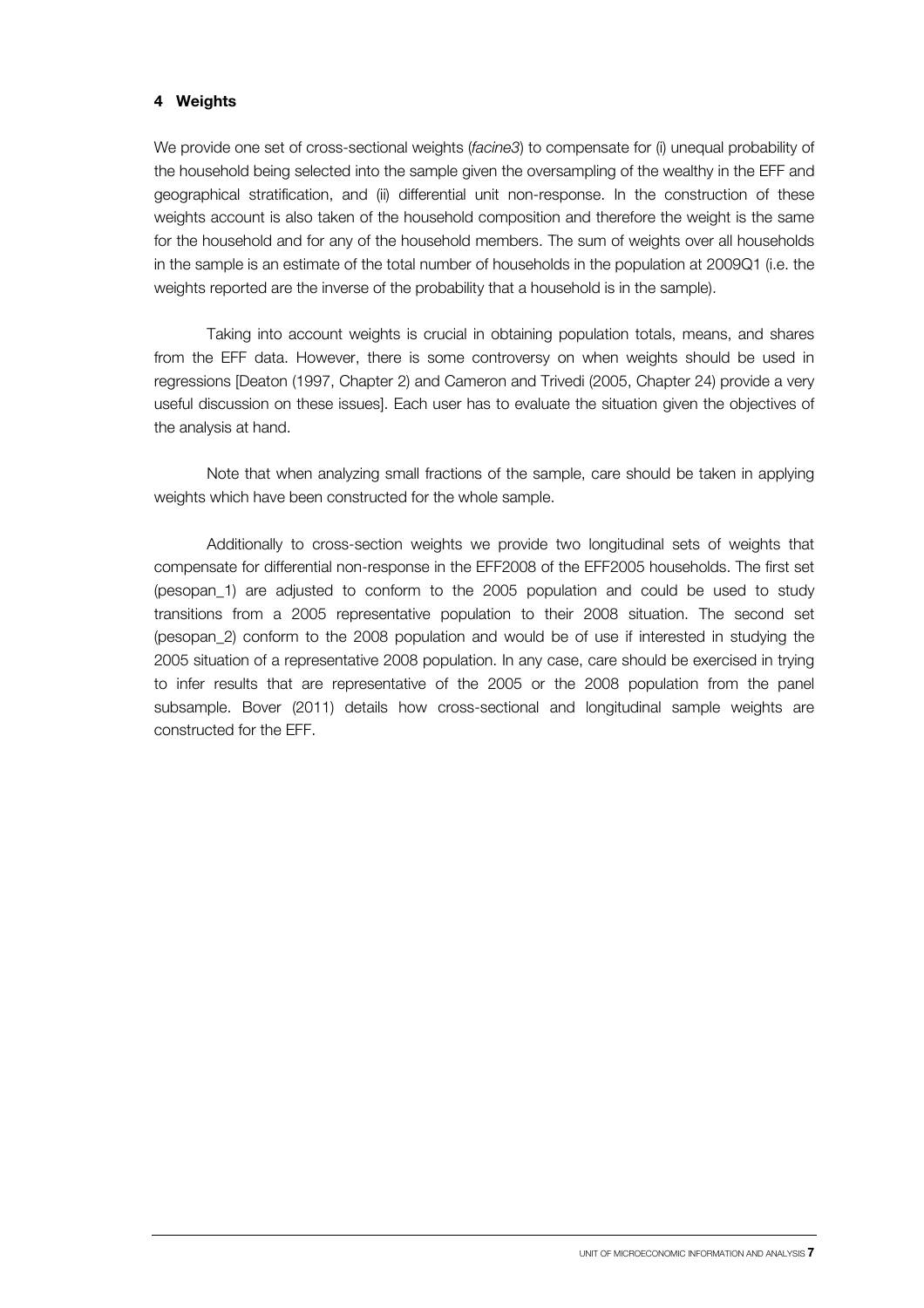## 4 Weights

We provide one set of cross-sectional weights (*facine3*) to compensate for (i) unequal probability of the household being selected into the sample given the oversampling of the wealthy in the EFF and geographical stratification, and (ii) differential unit non-response. In the construction of these weights account is also taken of the household composition and therefore the weight is the same for the household and for any of the household members. The sum of weights over all households in the sample is an estimate of the total number of households in the population at 2009Q1 (i.e. the weights reported are the inverse of the probability that a household is in the sample).

Taking into account weights is crucial in obtaining population totals, means, and shares from the EFF data. However, there is some controversy on when weights should be used in regressions [Deaton (1997, Chapter 2) and Cameron and Trivedi (2005, Chapter 24) provide a very useful discussion on these issues]. Each user has to evaluate the situation given the objectives of the analysis at hand.

Note that when analyzing small fractions of the sample, care should be taken in applying weights which have been constructed for the whole sample.

Additionally to cross-section weights we provide two longitudinal sets of weights that compensate for differential non-response in the EFF2008 of the EFF2005 households. The first set (pesopan_1) are adjusted to conform to the 2005 population and could be used to study transitions from a 2005 representative population to their 2008 situation. The second set (pesopan_2) conform to the 2008 population and would be of use if interested in studying the 2005 situation of a representative 2008 population. In any case, care should be exercised in trying to infer results that are representative of the 2005 or the 2008 population from the panel subsample. Bover (2011) details how cross-sectional and longitudinal sample weights are constructed for the EFF.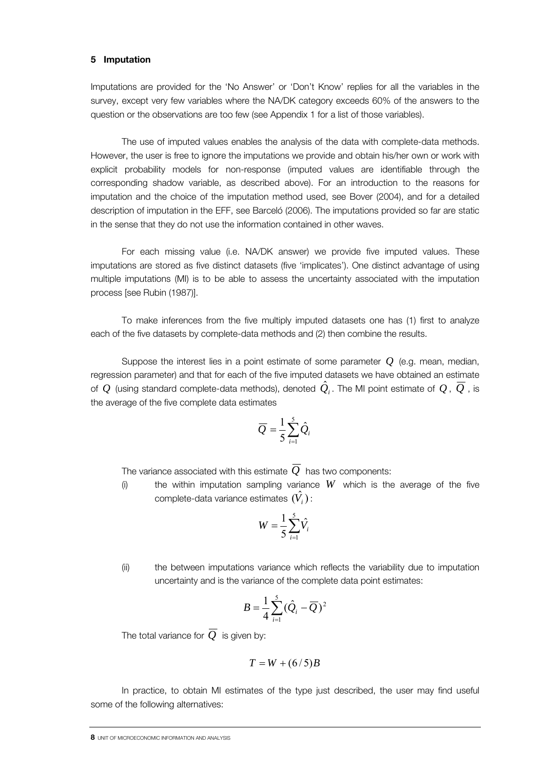## 5 Imputation

Imputations are provided for the 'No Answer' or 'Don't Know' replies for all the variables in the survey, except very few variables where the NA/DK category exceeds 60% of the answers to the question or the observations are too few (see Appendix 1 for a list of those variables).

The use of imputed values enables the analysis of the data with complete-data methods. However, the user is free to ignore the imputations we provide and obtain his/her own or work with explicit probability models for non-response (imputed values are identifiable through the corresponding shadow variable, as described above). For an introduction to the reasons for imputation and the choice of the imputation method used, see Bover (2004), and for a detailed description of imputation in the EFF, see Barceló (2006). The imputations provided so far are static in the sense that they do not use the information contained in other waves.

For each missing value (i.e. NA/DK answer) we provide five imputed values. These imputations are stored as five distinct datasets (five 'implicates'). One distinct advantage of using multiple imputations (MI) is to be able to assess the uncertainty associated with the imputation process [see Rubin (1987)].

To make inferences from the five multiply imputed datasets one has (1) first to analyze each of the five datasets by complete-data methods and (2) then combine the results.

Suppose the interest lies in a point estimate of some parameter $Q$ (e.g. mean, median, regression parameter) and that for each of the five imputed datasets we have obtained an estimate of $Q$ (using standard complete-data methods), denoted $\hat{Q}_i$. The MI point estimate of $Q$, $\overline{Q}$, is the average of the five complete data estimates

$$\overline{Q} = \frac{1}{5}\sum_{i=1}^{5}\hat{Q}_i$$

The variance associated with this estimate $\overline{Q}$ has two components:

(i) the within imputation sampling variance $W$ which is the average of the five complete-data variance estimates $(\hat{V}_i)$:

$$W = \frac{1}{5}\sum_{i=1}^{5}\hat{V}_i$$

(ii) the between imputations variance which reflects the variability due to imputation uncertainty and is the variance of the complete data point estimates:

$$B = \frac{1}{4}\sum_{i=1}^{5}(\hat{Q}_i - \overline{Q})^2$$

The total variance for $\overline{Q}$ is given by:

$$T = W + (6/5)B$$

In practice, to obtain MI estimates of the type just described, the user may find useful some of the following alternatives: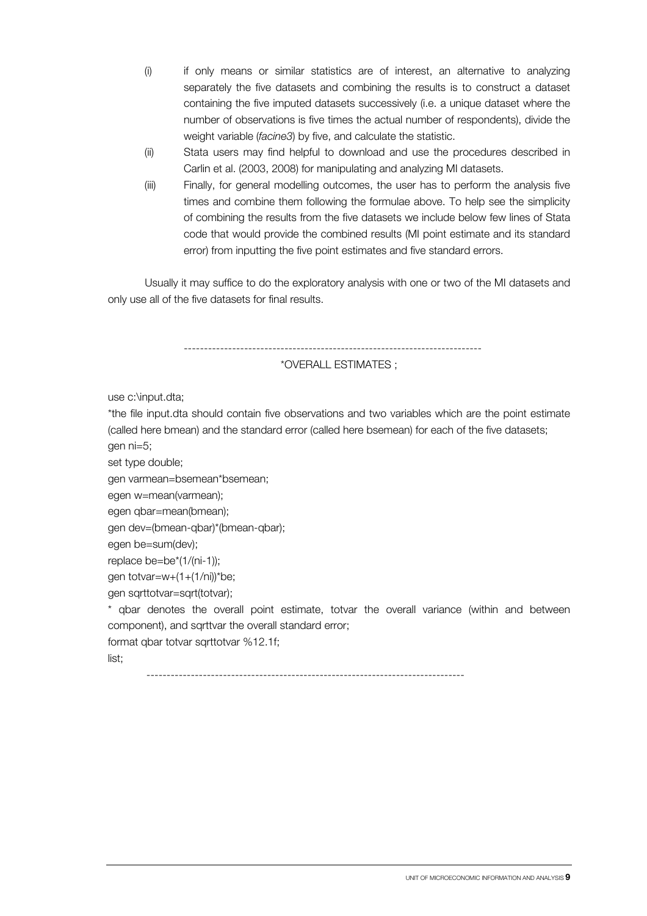(i) if only means or similar statistics are of interest, an alternative to analyzing separately the five datasets and combining the results is to construct a dataset containing the five imputed datasets successively (i.e. a unique dataset where the number of observations is five times the actual number of respondents), divide the weight variable (*facine3*) by five, and calculate the statistic.

(ii) Stata users may find helpful to download and use the procedures described in Carlin et al. (2003, 2008) for manipulating and analyzing MI datasets.

(iii) Finally, for general modelling outcomes, the user has to perform the analysis five times and combine them following the formulae above. To help see the simplicity of combining the results from the five datasets we include below few lines of Stata code that would provide the combined results (MI point estimate and its standard error) from inputting the five point estimates and five standard errors.

Usually it may suffice to do the exploratory analysis with one or two of the MI datasets and only use all of the five datasets for final results.

```
--------------------------------------------------------------------------
*OVERALL ESTIMATES ;

use c:\input.dta;
*the file input.dta should contain five observations and two variables which are the point estimate (called here bmean) and the standard error (called here bsemean) for each of the five datasets;
gen ni=5;
set type double;
gen varmean=bsemean*bsemean;
egen w=mean(varmean);
egen qbar=mean(bmean);
gen dev=(bmean-qbar)*(bmean-qbar);
egen be=sum(dev);
replace be=be*(1/(ni-1));
gen totvar=w+(1+(1/ni))*be;
gen sqrttotvar=sqrt(totvar);
* qbar denotes the overall point estimate, totvar the overall variance (within and between component), and sqrttvar the overall standard error;
format qbar totvar sqrttotvar %12.1f;
list;
-------------------------------------------------------------------------------
```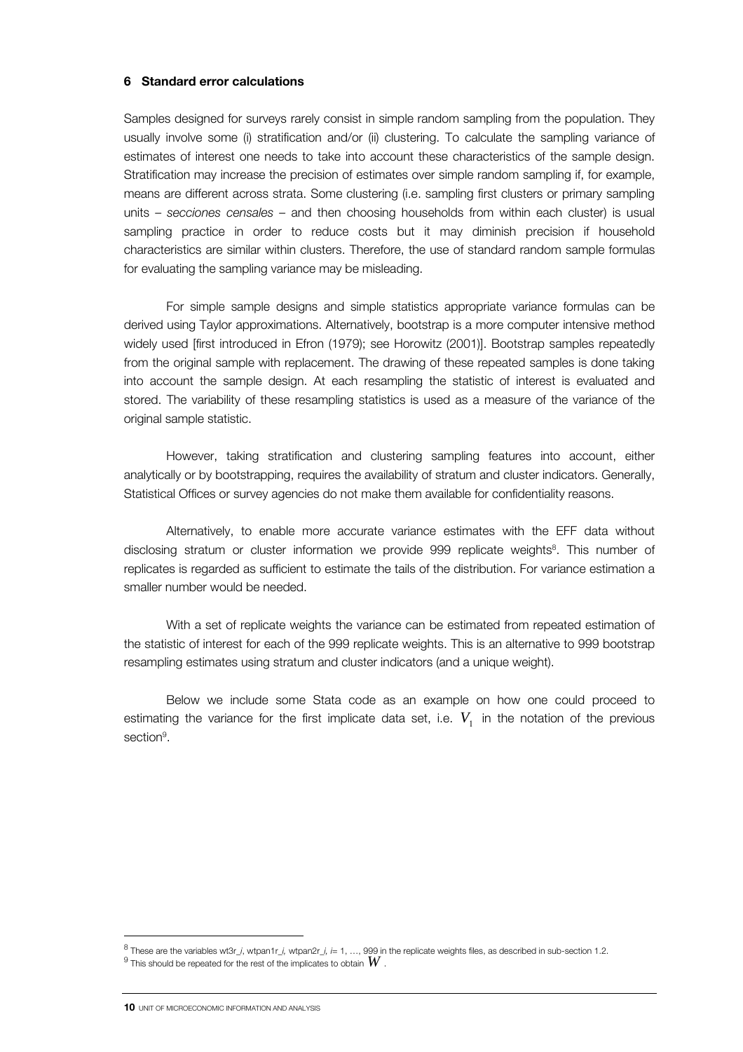## 6 Standard error calculations

Samples designed for surveys rarely consist in simple random sampling from the population. They usually involve some (i) stratification and/or (ii) clustering. To calculate the sampling variance of estimates of interest one needs to take into account these characteristics of the sample design. Stratification may increase the precision of estimates over simple random sampling if, for example, means are different across strata. Some clustering (i.e. sampling first clusters or primary sampling units – *secciones censales* – and then choosing households from within each cluster) is usual sampling practice in order to reduce costs but it may diminish precision if household characteristics are similar within clusters. Therefore, the use of standard random sample formulas for evaluating the sampling variance may be misleading.

For simple sample designs and simple statistics appropriate variance formulas can be derived using Taylor approximations. Alternatively, bootstrap is a more computer intensive method widely used [first introduced in Efron (1979); see Horowitz (2001)]. Bootstrap samples repeatedly from the original sample with replacement. The drawing of these repeated samples is done taking into account the sample design. At each resampling the statistic of interest is evaluated and stored. The variability of these resampling statistics is used as a measure of the variance of the original sample statistic.

However, taking stratification and clustering sampling features into account, either analytically or by bootstrapping, requires the availability of stratum and cluster indicators. Generally, Statistical Offices or survey agencies do not make them available for confidentiality reasons.

Alternatively, to enable more accurate variance estimates with the EFF data without disclosing stratum or cluster information we provide 999 replicate weights[8]. This number of replicates is regarded as sufficient to estimate the tails of the distribution. For variance estimation a smaller number would be needed.

With a set of replicate weights the variance can be estimated from repeated estimation of the statistic of interest for each of the 999 replicate weights. This is an alternative to 999 bootstrap resampling estimates using stratum and cluster indicators (and a unique weight).

Below we include some Stata code as an example on how one could proceed to estimating the variance for the first implicate data set, i.e. $V_1$ in the notation of the previous section[9].

---

[8] These are the variables wt3r_*i*, wtpan1r_*i*, wtpan2r_*i*, *i*= 1, …, 999 in the replicate weights files, as described in sub-section 1.2.

[9] This should be repeated for the rest of the implicates to obtain $W$.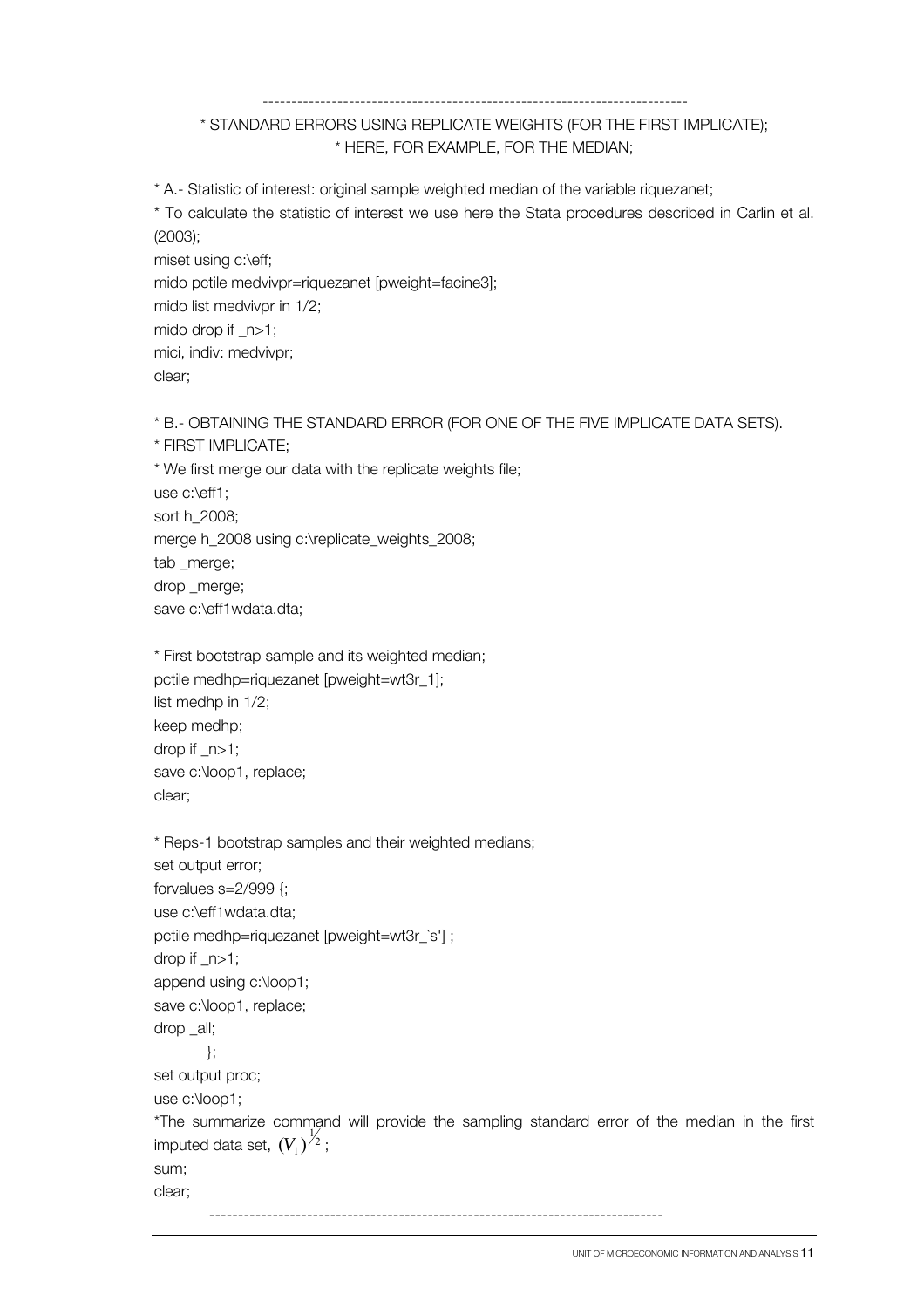```
--------------------------------------------------------------------------
* STANDARD ERRORS USING REPLICATE WEIGHTS (FOR THE FIRST IMPLICATE);
* HERE, FOR EXAMPLE, FOR THE MEDIAN;

* A.- Statistic of interest: original sample weighted median of the variable riquezanet;
* To calculate the statistic of interest we use here the Stata procedures described in Carlin et al. (2003);
miset using c:\eff;
mido pctile medvivpr=riquezanet [pweight=facine3];
mido list medvivpr in 1/2;
mido drop if _n>1;
mici, indiv: medvivpr;
clear;

* B.- OBTAINING THE STANDARD ERROR (FOR ONE OF THE FIVE IMPLICATE DATA SETS).
* FIRST IMPLICATE;
* We first merge our data with the replicate weights file;
use c:\eff1;
sort h_2008;
merge h_2008 using c:\replicate_weights_2008;
tab _merge;
drop _merge;
save c:\eff1wdata.dta;

* First bootstrap sample and its weighted median;
pctile medhp=riquezanet [pweight=wt3r_1];
list medhp in 1/2;
keep medhp;
drop if _n>1;
save c:\loop1, replace;
clear;

* Reps-1 bootstrap samples and their weighted medians;
set output error;
forvalues s=2/999 {;
use c:\eff1wdata.dta;
pctile medhp=riquezanet [pweight=wt3r_`s'] ;
drop if _n>1;
append using c:\loop1;
save c:\loop1, replace;
drop _all;
        };
set output proc;
use c:\loop1;
*The summarize command will provide the sampling standard error of the median in the first imputed data set, (V1)^(1/2) ;
sum;
clear;
--------------------------------------------------------------------------
```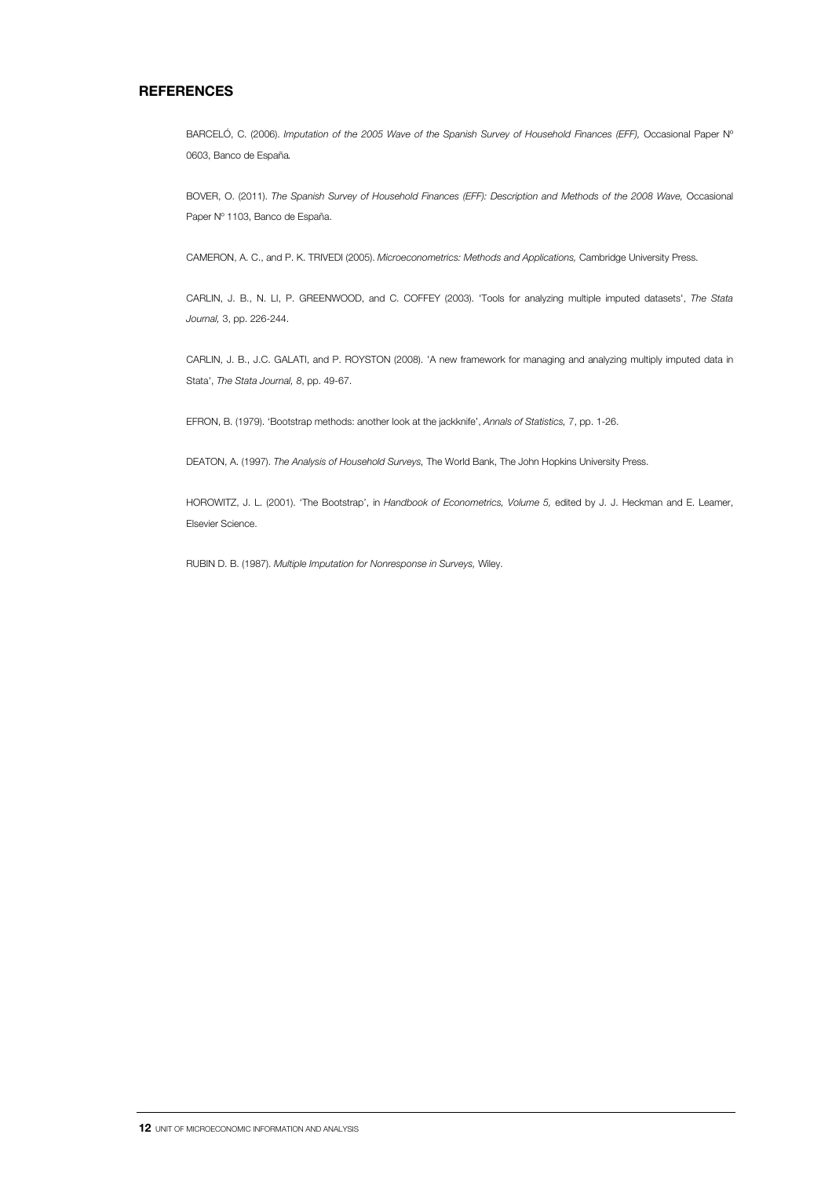## REFERENCES

BARCELÓ, C. (2006). *Imputation of the 2005 Wave of the Spanish Survey of Household Finances (EFF),* Occasional Paper Nº 0603, Banco de España.

BOVER, O. (2011). *The Spanish Survey of Household Finances (EFF): Description and Methods of the 2008 Wave,* Occasional Paper Nº 1103, Banco de España.

CAMERON, A. C., and P. K. TRIVEDI (2005). *Microeconometrics: Methods and Applications,* Cambridge University Press.

CARLIN, J. B., N. LI, P. GREENWOOD, and C. COFFEY (2003). 'Tools for analyzing multiple imputed datasets', *The Stata Journal,* 3, pp. 226-244.

CARLIN, J. B., J.C. GALATI, and P. ROYSTON (2008). 'A new framework for managing and analyzing multiply imputed data in Stata', *The Stata Journal, 8,* pp. 49-67.

EFRON, B. (1979). 'Bootstrap methods: another look at the jackknife', *Annals of Statistics,* 7, pp. 1-26.

DEATON, A. (1997). *The Analysis of Household Surveys,* The World Bank, The John Hopkins University Press.

HOROWITZ, J. L. (2001). 'The Bootstrap', in *Handbook of Econometrics, Volume 5,* edited by J. J. Heckman and E. Leamer, Elsevier Science.

RUBIN D. B. (1987). *Multiple Imputation for Nonresponse in Surveys,* Wiley.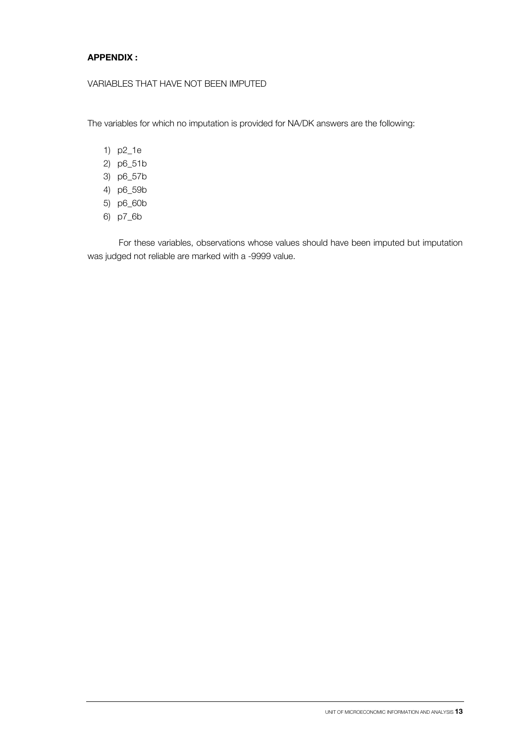**APPENDIX :**

VARIABLES THAT HAVE NOT BEEN IMPUTED

The variables for which no imputation is provided for NA/DK answers are the following:

1) p2_1e
2) p6_51b
3) p6_57b
4) p6_59b
5) p6_60b
6) p7_6b

For these variables, observations whose values should have been imputed but imputation was judged not reliable are marked with a -9999 value.